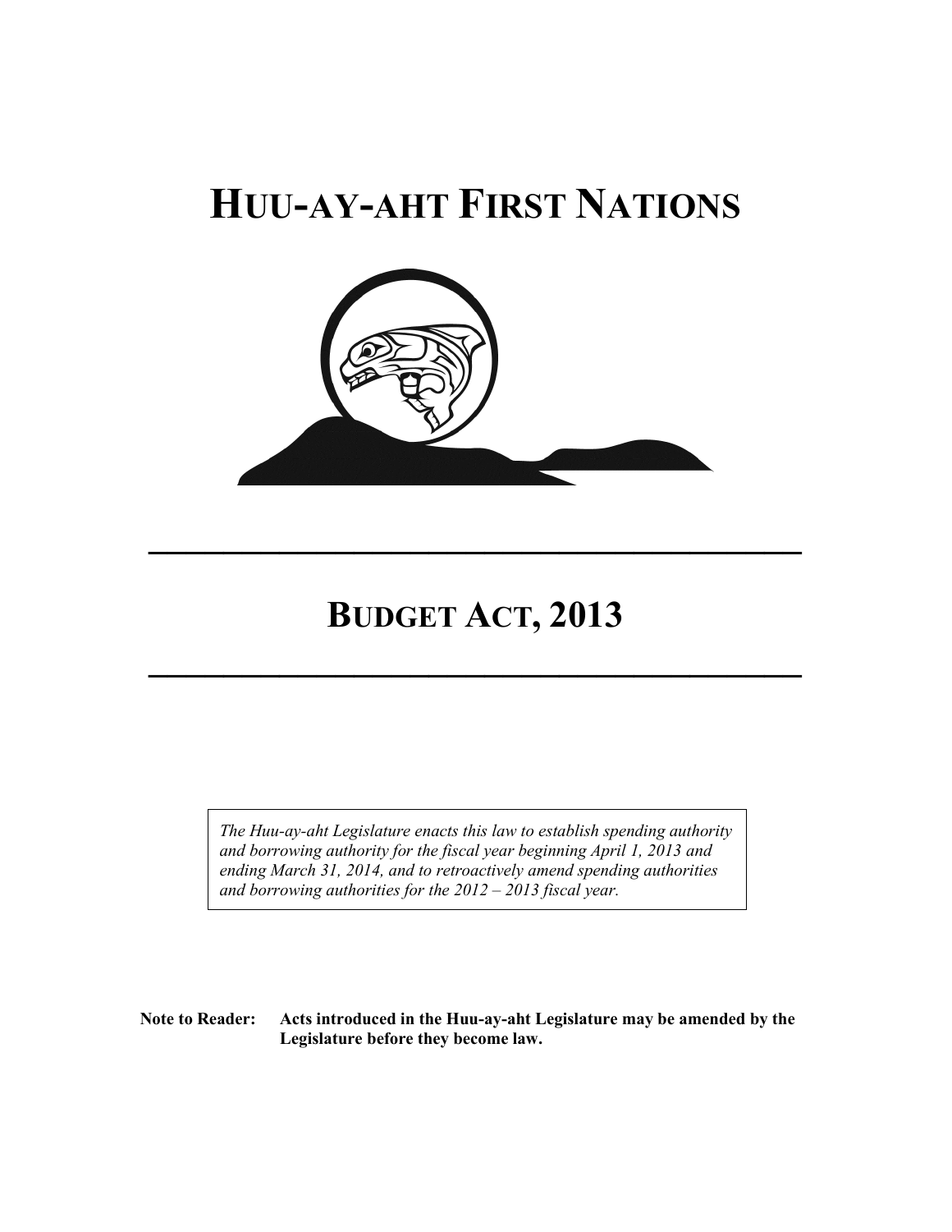# HUU-AY-AHT FIRST NATIONS

---

# BUDGET ACT, 2013

---

*The Huu-ay-aht Legislature enacts this law to establish spending authority and borrowing authority for the fiscal year beginning April 1, 2013 and ending March 31, 2014, and to retroactively amend spending authorities and borrowing authorities for the 2012 – 2013 fiscal year.*

**Note to Reader: Acts introduced in the Huu-ay-aht Legislature may be amended by the Legislature before they become law.**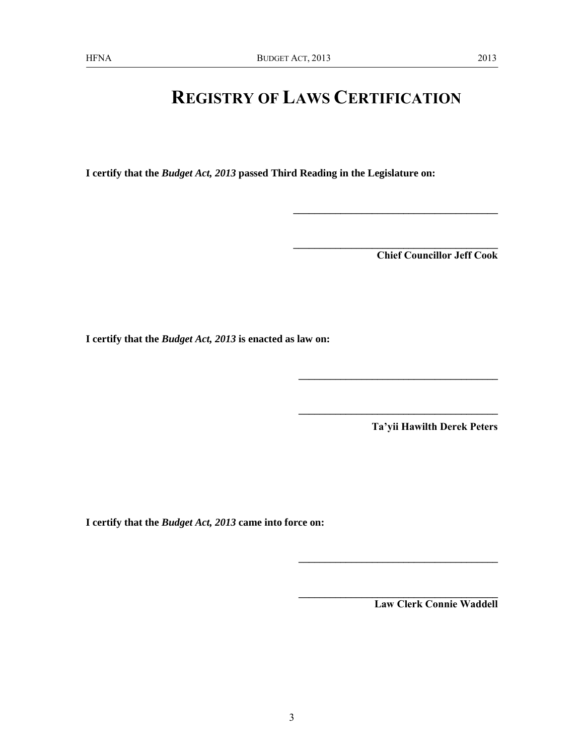# REGISTRY OF LAWS CERTIFICATION

**I certify that the *Budget Act, 2013* passed Third Reading in the Legislature on:**

\_\_\_\_\_\_\_\_\_\_\_\_\_\_\_\_\_\_\_\_\_\_\_\_\_\_\_\_\_\_\_\_\_\_\_\_\_\_\_\_

\_\_\_\_\_\_\_\_\_\_\_\_\_\_\_\_\_\_\_\_\_\_\_\_\_\_\_\_\_\_\_\_\_\_\_\_\_\_\_\_
**Chief Councillor Jeff Cook**

**I certify that the *Budget Act, 2013* is enacted as law on:**

\_\_\_\_\_\_\_\_\_\_\_\_\_\_\_\_\_\_\_\_\_\_\_\_\_\_\_\_\_\_\_\_\_\_\_\_\_\_\_\_

\_\_\_\_\_\_\_\_\_\_\_\_\_\_\_\_\_\_\_\_\_\_\_\_\_\_\_\_\_\_\_\_\_\_\_\_\_\_\_\_
**Ta'yii Hawilth Derek Peters**

**I certify that the *Budget Act, 2013* came into force on:**

\_\_\_\_\_\_\_\_\_\_\_\_\_\_\_\_\_\_\_\_\_\_\_\_\_\_\_\_\_\_\_\_\_\_\_\_\_\_\_\_

\_\_\_\_\_\_\_\_\_\_\_\_\_\_\_\_\_\_\_\_\_\_\_\_\_\_\_\_\_\_\_\_\_\_\_\_\_\_\_\_
**Law Clerk Connie Waddell**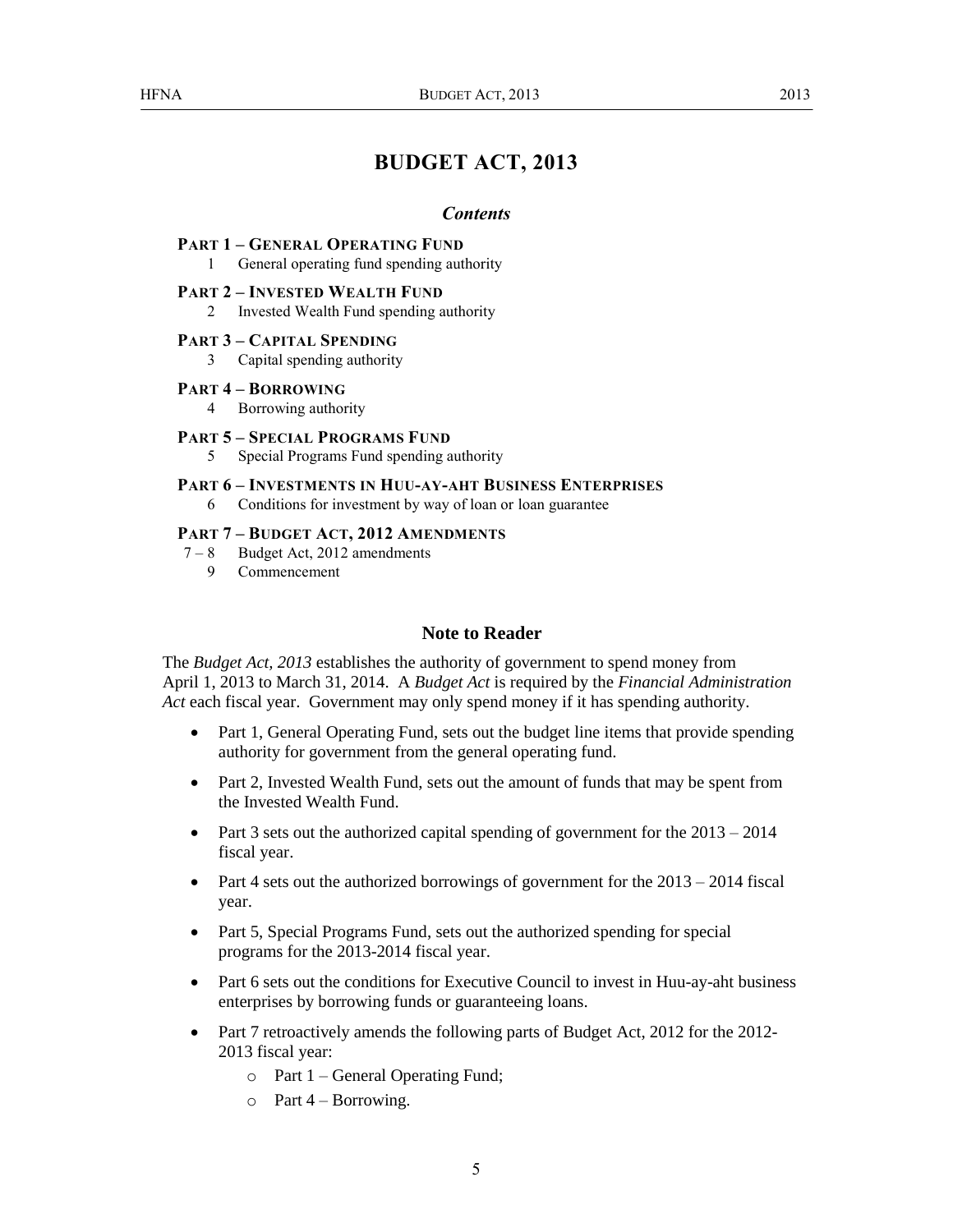# BUDGET ACT, 2013

### *Contents*

**PART 1 – GENERAL OPERATING FUND**

1 General operating fund spending authority

**PART 2 – INVESTED WEALTH FUND**

2 Invested Wealth Fund spending authority

**PART 3 – CAPITAL SPENDING**

3 Capital spending authority

**PART 4 – BORROWING**

4 Borrowing authority

**PART 5 – SPECIAL PROGRAMS FUND**

5 Special Programs Fund spending authority

**PART 6 – INVESTMENTS IN HUU-AY-AHT BUSINESS ENTERPRISES**

6 Conditions for investment by way of loan or loan guarantee

**PART 7 – BUDGET ACT, 2012 AMENDMENTS**

7 – 8 Budget Act, 2012 amendments

9 Commencement

### Note to Reader

The *Budget Act, 2013* establishes the authority of government to spend money from April 1, 2013 to March 31, 2014. A *Budget Act* is required by the *Financial Administration Act* each fiscal year. Government may only spend money if it has spending authority.

- Part 1, General Operating Fund, sets out the budget line items that provide spending authority for government from the general operating fund.
- Part 2, Invested Wealth Fund, sets out the amount of funds that may be spent from the Invested Wealth Fund.
- Part 3 sets out the authorized capital spending of government for the 2013 – 2014 fiscal year.
- Part 4 sets out the authorized borrowings of government for the 2013 – 2014 fiscal year.
- Part 5, Special Programs Fund, sets out the authorized spending for special programs for the 2013-2014 fiscal year.
- Part 6 sets out the conditions for Executive Council to invest in Huu-ay-aht business enterprises by borrowing funds or guaranteeing loans.
- Part 7 retroactively amends the following parts of Budget Act, 2012 for the 2012-2013 fiscal year:
  - Part 1 – General Operating Fund;
  - Part 4 – Borrowing.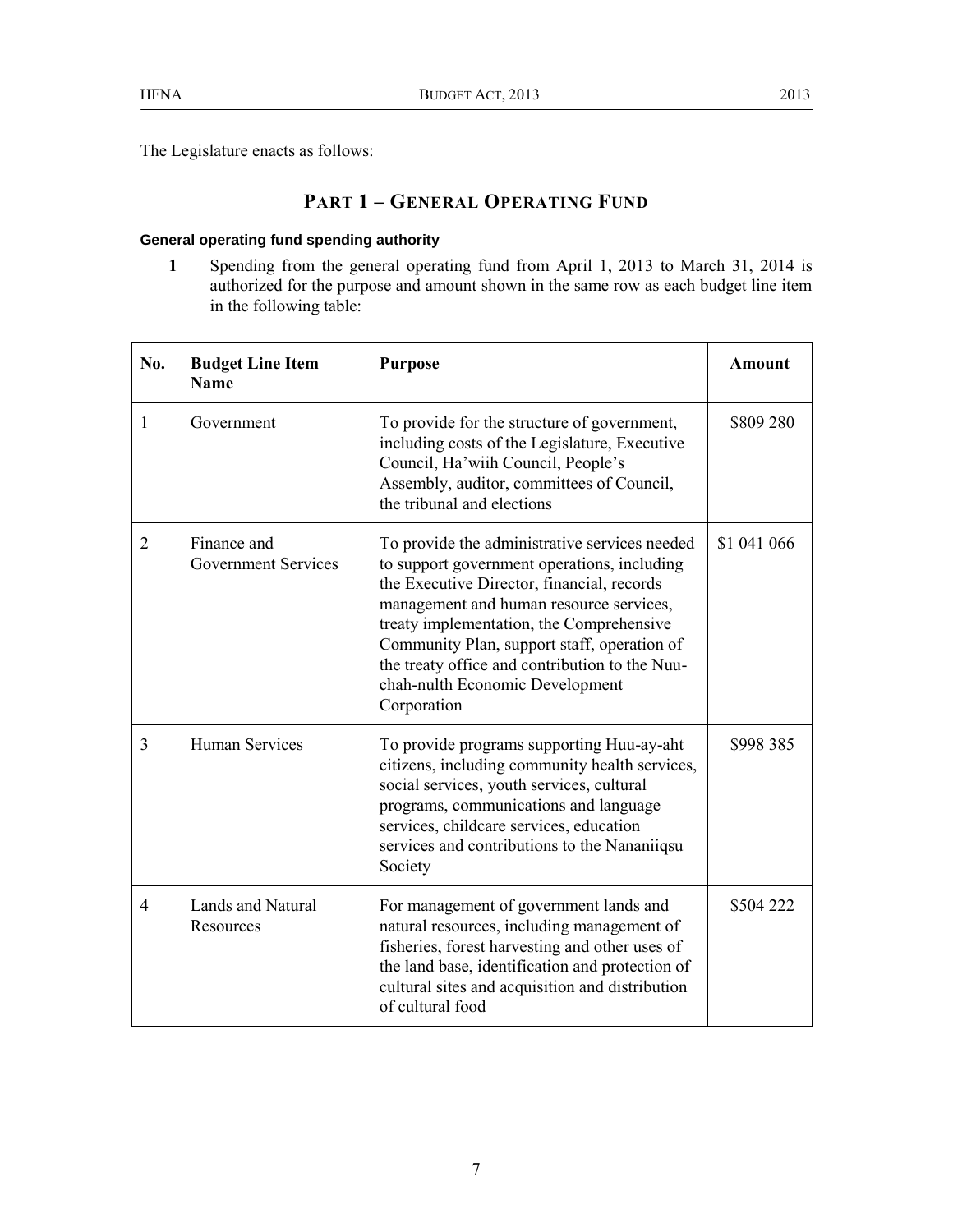The Legislature enacts as follows:

## PART 1 – GENERAL OPERATING FUND

### General operating fund spending authority

**1** Spending from the general operating fund from April 1, 2013 to March 31, 2014 is authorized for the purpose and amount shown in the same row as each budget line item in the following table:

| No. | Budget Line Item Name | Purpose | Amount |
|---|---|---|---|
| 1 | Government | To provide for the structure of government, including costs of the Legislature, Executive Council, Ha'wiih Council, People's Assembly, auditor, committees of Council, the tribunal and elections | \$809 280 |
| 2 | Finance and Government Services | To provide the administrative services needed to support government operations, including the Executive Director, financial, records management and human resource services, treaty implementation, the Comprehensive Community Plan, support staff, operation of the treaty office and contribution to the Nuu-chah-nulth Economic Development Corporation | \$1 041 066 |
| 3 | Human Services | To provide programs supporting Huu-ay-aht citizens, including community health services, social services, youth services, cultural programs, communications and language services, childcare services, education services and contributions to the Nananiiqsu Society | \$998 385 |
| 4 | Lands and Natural Resources | For management of government lands and natural resources, including management of fisheries, forest harvesting and other uses of the land base, identification and protection of cultural sites and acquisition and distribution of cultural food | \$504 222 |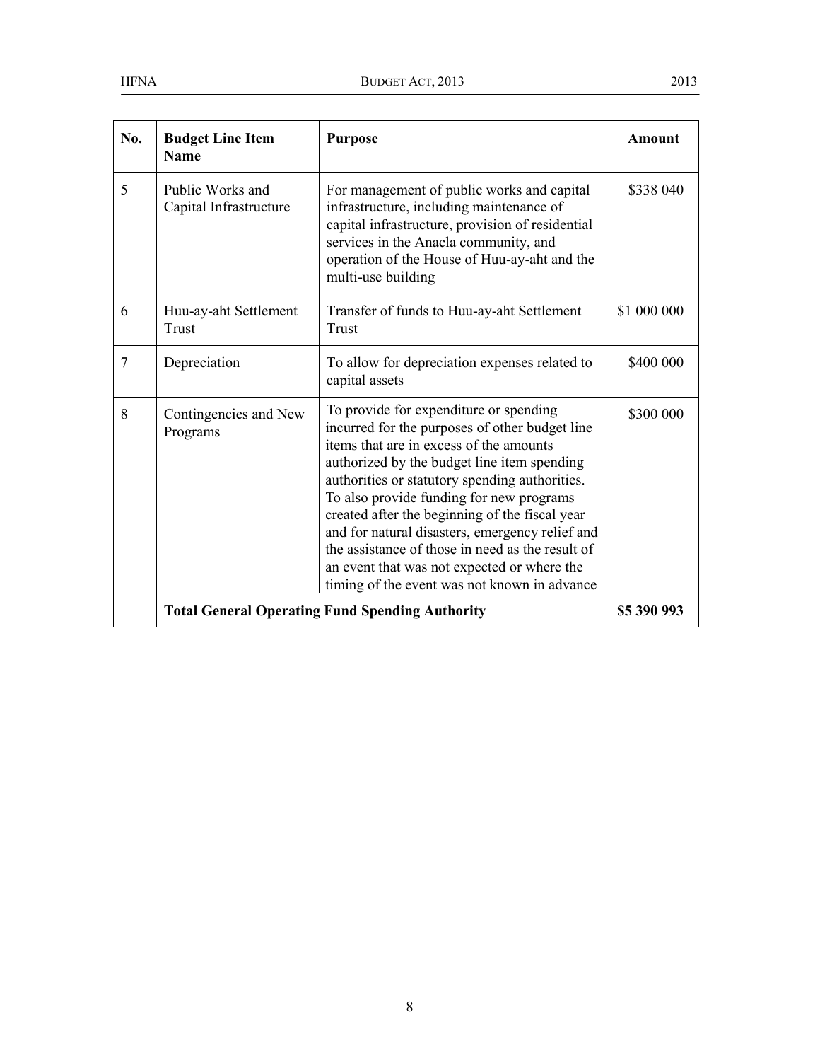| No. | Budget Line Item Name | Purpose | Amount |
|---|---|---|---|
| 5 | Public Works and Capital Infrastructure | For management of public works and capital infrastructure, including maintenance of capital infrastructure, provision of residential services in the Anacla community, and operation of the House of Huu-ay-aht and the multi-use building | $338 040 |
| 6 | Huu-ay-aht Settlement Trust | Transfer of funds to Huu-ay-aht Settlement Trust | $1 000 000 |
| 7 | Depreciation | To allow for depreciation expenses related to capital assets | $400 000 |
| 8 | Contingencies and New Programs | To provide for expenditure or spending incurred for the purposes of other budget line items that are in excess of the amounts authorized by the budget line item spending authorities or statutory spending authorities. To also provide funding for new programs created after the beginning of the fiscal year and for natural disasters, emergency relief and the assistance of those in need as the result of an event that was not expected or where the timing of the event was not known in advance | $300 000 |
| | **Total General Operating Fund Spending Authority** | | **$5 390 993** |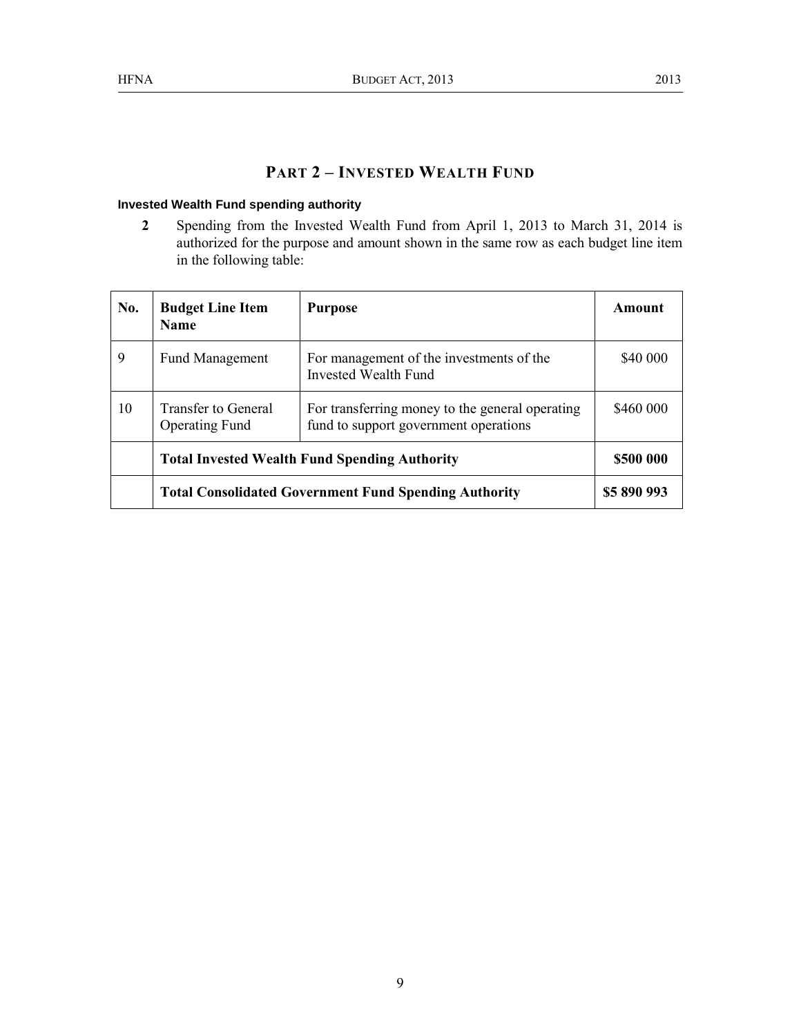## PART 2 – INVESTED WEALTH FUND

#### Invested Wealth Fund spending authority

**2** Spending from the Invested Wealth Fund from April 1, 2013 to March 31, 2014 is authorized for the purpose and amount shown in the same row as each budget line item in the following table:

| No. | Budget Line Item Name | Purpose | Amount |
|---|---|---|---|
| 9 | Fund Management | For management of the investments of the Invested Wealth Fund | $40 000 |
| 10 | Transfer to General Operating Fund | For transferring money to the general operating fund to support government operations | $460 000 |
| | **Total Invested Wealth Fund Spending Authority** | | **$500 000** |
| | **Total Consolidated Government Fund Spending Authority** | | **$5 890 993** |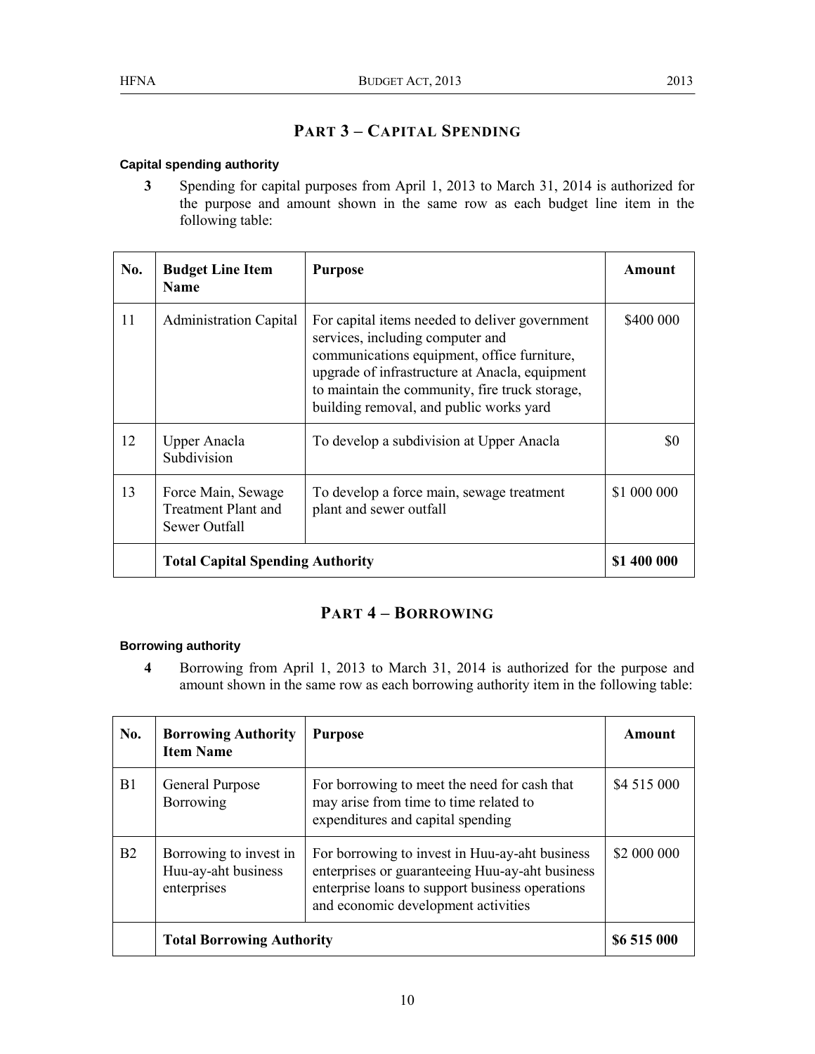## PART 3 – CAPITAL SPENDING

**Capital spending authority**

**3** Spending for capital purposes from April 1, 2013 to March 31, 2014 is authorized for the purpose and amount shown in the same row as each budget line item in the following table:

| No. | Budget Line Item Name | Purpose | Amount |
|---|---|---|---|
| 11 | Administration Capital | For capital items needed to deliver government services, including computer and communications equipment, office furniture, upgrade of infrastructure at Anacla, equipment to maintain the community, fire truck storage, building removal, and public works yard | $400 000 |
| 12 | Upper Anacla Subdivision | To develop a subdivision at Upper Anacla | $0 |
| 13 | Force Main, Sewage Treatment Plant and Sewer Outfall | To develop a force main, sewage treatment plant and sewer outfall | $1 000 000 |
| | **Total Capital Spending Authority** | | **$1 400 000** |

## PART 4 – BORROWING

**Borrowing authority**

**4** Borrowing from April 1, 2013 to March 31, 2014 is authorized for the purpose and amount shown in the same row as each borrowing authority item in the following table:

| No. | Borrowing Authority Item Name | Purpose | Amount |
|---|---|---|---|
| B1 | General Purpose Borrowing | For borrowing to meet the need for cash that may arise from time to time related to expenditures and capital spending | $4 515 000 |
| B2 | Borrowing to invest in Huu-ay-aht business enterprises | For borrowing to invest in Huu-ay-aht business enterprises or guaranteeing Huu-ay-aht business enterprise loans to support business operations and economic development activities | $2 000 000 |
| | **Total Borrowing Authority** | | **$6 515 000** |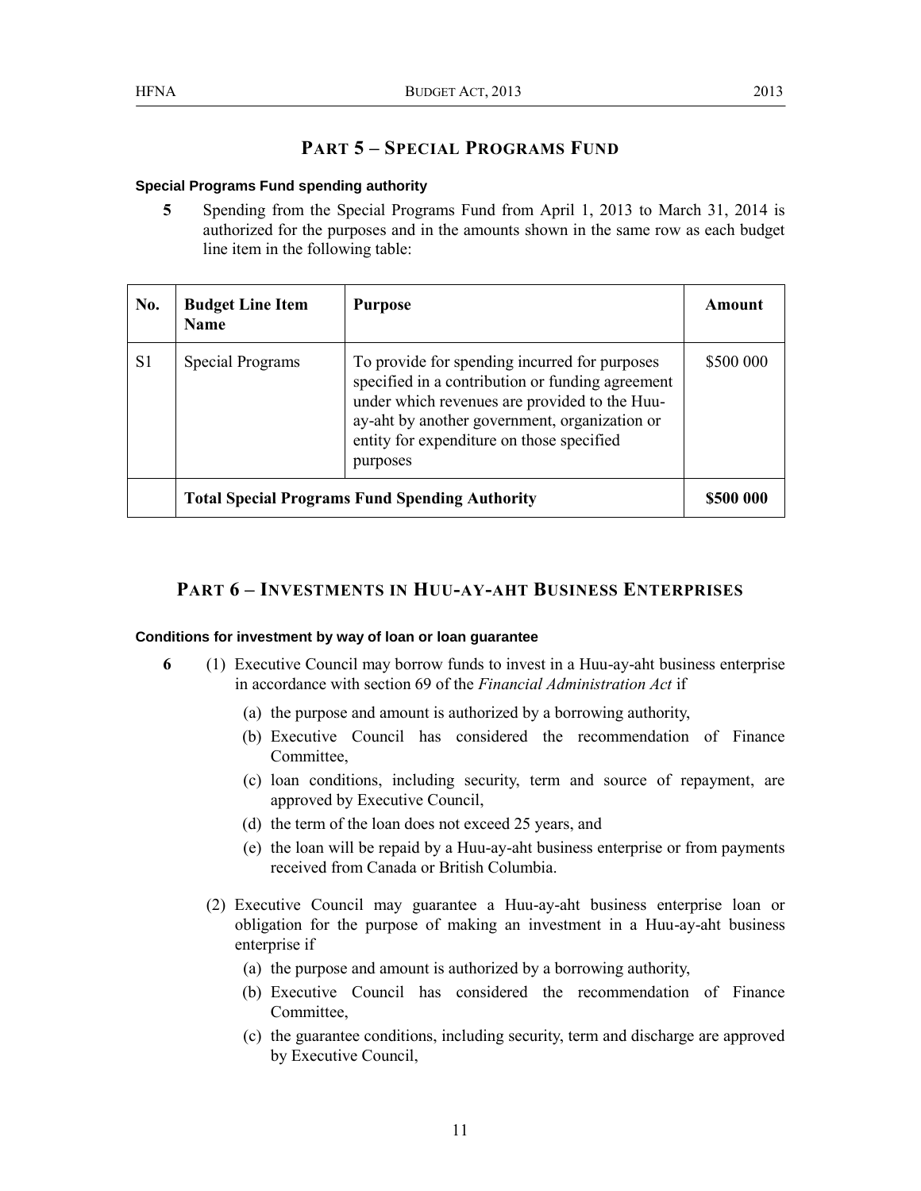## PART 5 – SPECIAL PROGRAMS FUND

**Special Programs Fund spending authority**

**5** Spending from the Special Programs Fund from April 1, 2013 to March 31, 2014 is authorized for the purposes and in the amounts shown in the same row as each budget line item in the following table:

| No. | Budget Line Item Name | Purpose | Amount |
|---|---|---|---|
| S1 | Special Programs | To provide for spending incurred for purposes specified in a contribution or funding agreement under which revenues are provided to the Huu-ay-aht by another government, organization or entity for expenditure on those specified purposes | $500 000 |
| | **Total Special Programs Fund Spending Authority** | | **$500 000** |

## PART 6 – INVESTMENTS IN HUU-AY-AHT BUSINESS ENTERPRISES

**Conditions for investment by way of loan or loan guarantee**

**6** (1) Executive Council may borrow funds to invest in a Huu-ay-aht business enterprise in accordance with section 69 of the *Financial Administration Act* if

(a) the purpose and amount is authorized by a borrowing authority,

(b) Executive Council has considered the recommendation of Finance Committee,

(c) loan conditions, including security, term and source of repayment, are approved by Executive Council,

(d) the term of the loan does not exceed 25 years, and

(e) the loan will be repaid by a Huu-ay-aht business enterprise or from payments received from Canada or British Columbia.

(2) Executive Council may guarantee a Huu-ay-aht business enterprise loan or obligation for the purpose of making an investment in a Huu-ay-aht business enterprise if

(a) the purpose and amount is authorized by a borrowing authority,

(b) Executive Council has considered the recommendation of Finance Committee,

(c) the guarantee conditions, including security, term and discharge are approved by Executive Council,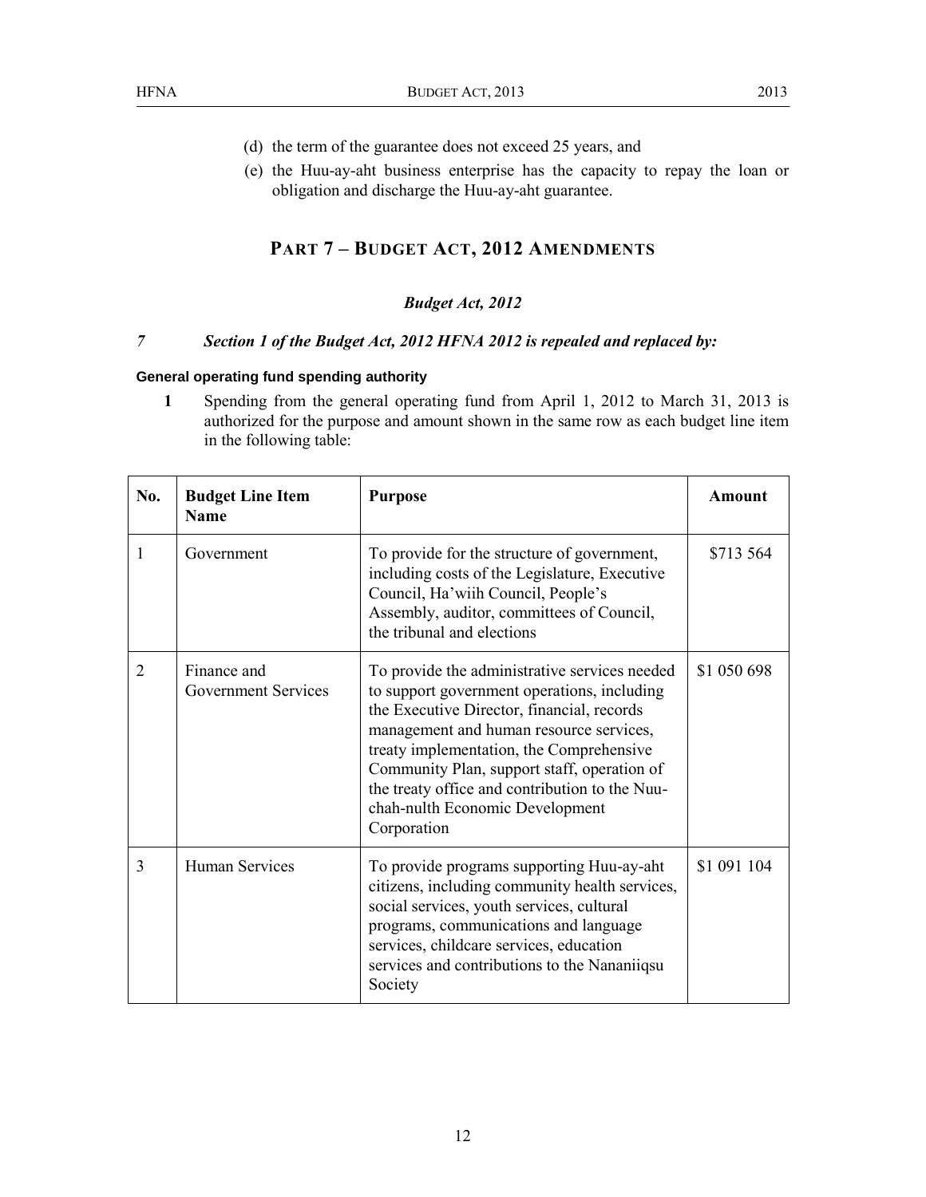(d) the term of the guarantee does not exceed 25 years, and

(e) the Huu-ay-aht business enterprise has the capacity to repay the loan or obligation and discharge the Huu-ay-aht guarantee.

## PART 7 – BUDGET ACT, 2012 AMENDMENTS

### *Budget Act, 2012*

***7 Section 1 of the Budget Act, 2012 HFNA 2012 is repealed and replaced by:***

**General operating fund spending authority**

**1** Spending from the general operating fund from April 1, 2012 to March 31, 2013 is authorized for the purpose and amount shown in the same row as each budget line item in the following table:

| No. | Budget Line Item Name | Purpose | Amount |
|---|---|---|---|
| 1 | Government | To provide for the structure of government, including costs of the Legislature, Executive Council, Ha'wiih Council, People's Assembly, auditor, committees of Council, the tribunal and elections | $713 564 |
| 2 | Finance and Government Services | To provide the administrative services needed to support government operations, including the Executive Director, financial, records management and human resource services, treaty implementation, the Comprehensive Community Plan, support staff, operation of the treaty office and contribution to the Nuu-chah-nulth Economic Development Corporation | $1 050 698 |
| 3 | Human Services | To provide programs supporting Huu-ay-aht citizens, including community health services, social services, youth services, cultural programs, communications and language services, childcare services, education services and contributions to the Nananiiqsu Society | $1 091 104 |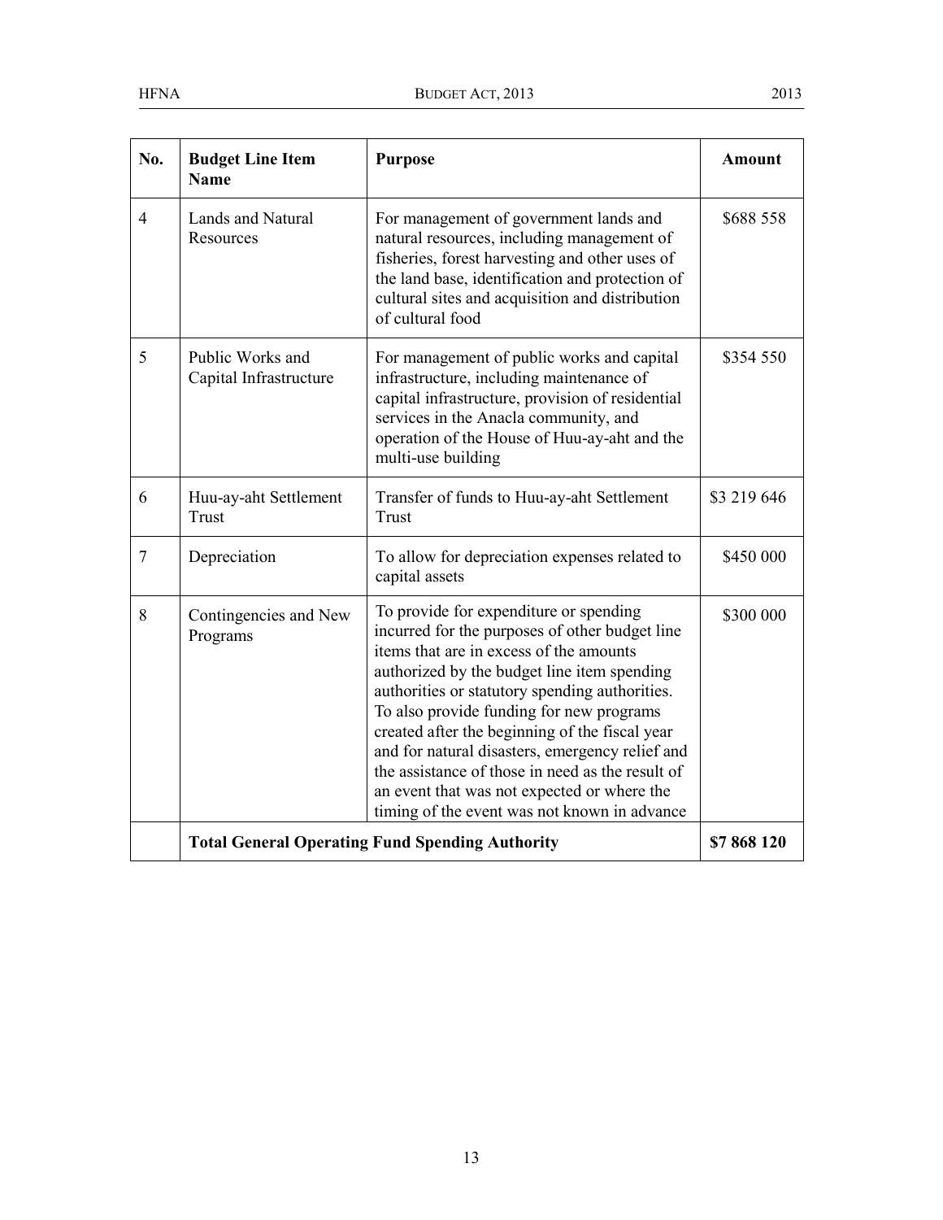| No. | Budget Line Item Name | Purpose | Amount |
|---|---|---|---|
| 4 | Lands and Natural Resources | For management of government lands and natural resources, including management of fisheries, forest harvesting and other uses of the land base, identification and protection of cultural sites and acquisition and distribution of cultural food | $688 558 |
| 5 | Public Works and Capital Infrastructure | For management of public works and capital infrastructure, including maintenance of capital infrastructure, provision of residential services in the Anacla community, and operation of the House of Huu-ay-aht and the multi-use building | $354 550 |
| 6 | Huu-ay-aht Settlement Trust | Transfer of funds to Huu-ay-aht Settlement Trust | $3 219 646 |
| 7 | Depreciation | To allow for depreciation expenses related to capital assets | $450 000 |
| 8 | Contingencies and New Programs | To provide for expenditure or spending incurred for the purposes of other budget line items that are in excess of the amounts authorized by the budget line item spending authorities or statutory spending authorities. To also provide funding for new programs created after the beginning of the fiscal year and for natural disasters, emergency relief and the assistance of those in need as the result of an event that was not expected or where the timing of the event was not known in advance | $300 000 |
| | **Total General Operating Fund Spending Authority** | | **$7 868 120** |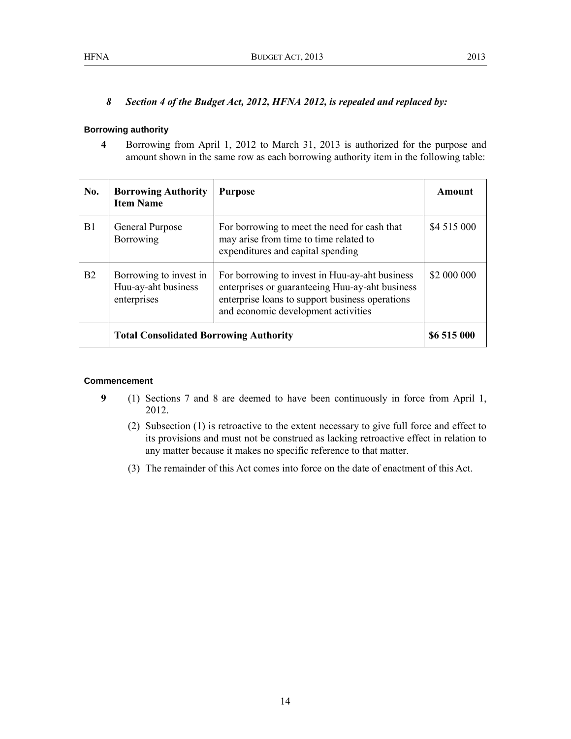***8 Section 4 of the Budget Act, 2012, HFNA 2012, is repealed and replaced by:***

**Borrowing authority**

**4** Borrowing from April 1, 2012 to March 31, 2013 is authorized for the purpose and amount shown in the same row as each borrowing authority item in the following table:

| No. | Borrowing Authority Item Name | Purpose | Amount |
|---|---|---|---|
| B1 | General Purpose Borrowing | For borrowing to meet the need for cash that may arise from time to time related to expenditures and capital spending | $4 515 000 |
| B2 | Borrowing to invest in Huu-ay-aht business enterprises | For borrowing to invest in Huu-ay-aht business enterprises or guaranteeing Huu-ay-aht business enterprise loans to support business operations and economic development activities | $2 000 000 |
| | **Total Consolidated Borrowing Authority** | | **$6 515 000** |

**Commencement**

**9** (1) Sections 7 and 8 are deemed to have been continuously in force from April 1, 2012.

(2) Subsection (1) is retroactive to the extent necessary to give full force and effect to its provisions and must not be construed as lacking retroactive effect in relation to any matter because it makes no specific reference to that matter.

(3) The remainder of this Act comes into force on the date of enactment of this Act.